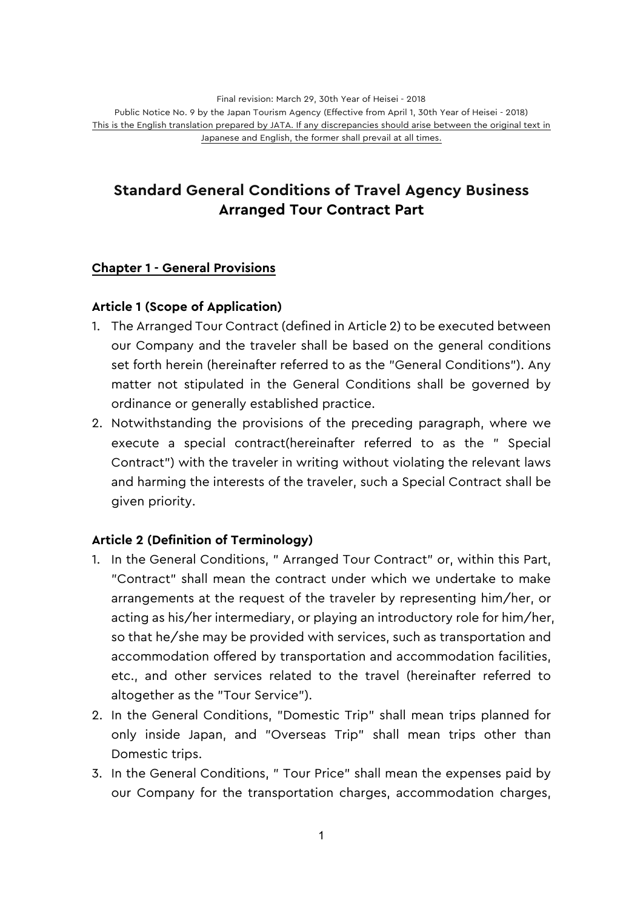Final revision: March 29, 30th Year of Heisei - 2018

Public Notice No. 9 by the Japan Tourism Agency (Effective from April 1, 30th Year of Heisei - 2018)

This is the English translation prepared by JATA. If any discrepancies should arise between the original text in Japanese and English, the former shall prevail at all times.

# Standard General Conditions of Travel Agency Business Arranged Tour Contract Part

## Chapter 1 - General Provisions

### Article 1 (Scope of Application)

1. The Arranged Tour Contract (defined in Article 2) to be executed between our Company and the traveler shall be based on the general conditions set forth herein (hereinafter referred to as the "General Conditions"). Any matter not stipulated in the General Conditions shall be governed by ordinance or generally established practice.
2. Notwithstanding the provisions of the preceding paragraph, where we execute a special contract(hereinafter referred to as the " Special Contract") with the traveler in writing without violating the relevant laws and harming the interests of the traveler, such a Special Contract shall be given priority.

### Article 2 (Definition of Terminology)

1. In the General Conditions, " Arranged Tour Contract" or, within this Part, "Contract" shall mean the contract under which we undertake to make arrangements at the request of the traveler by representing him/her, or acting as his/her intermediary, or playing an introductory role for him/her, so that he/she may be provided with services, such as transportation and accommodation offered by transportation and accommodation facilities, etc., and other services related to the travel (hereinafter referred to altogether as the "Tour Service").
2. In the General Conditions, "Domestic Trip" shall mean trips planned for only inside Japan, and "Overseas Trip" shall mean trips other than Domestic trips.
3. In the General Conditions, " Tour Price" shall mean the expenses paid by our Company for the transportation charges, accommodation charges,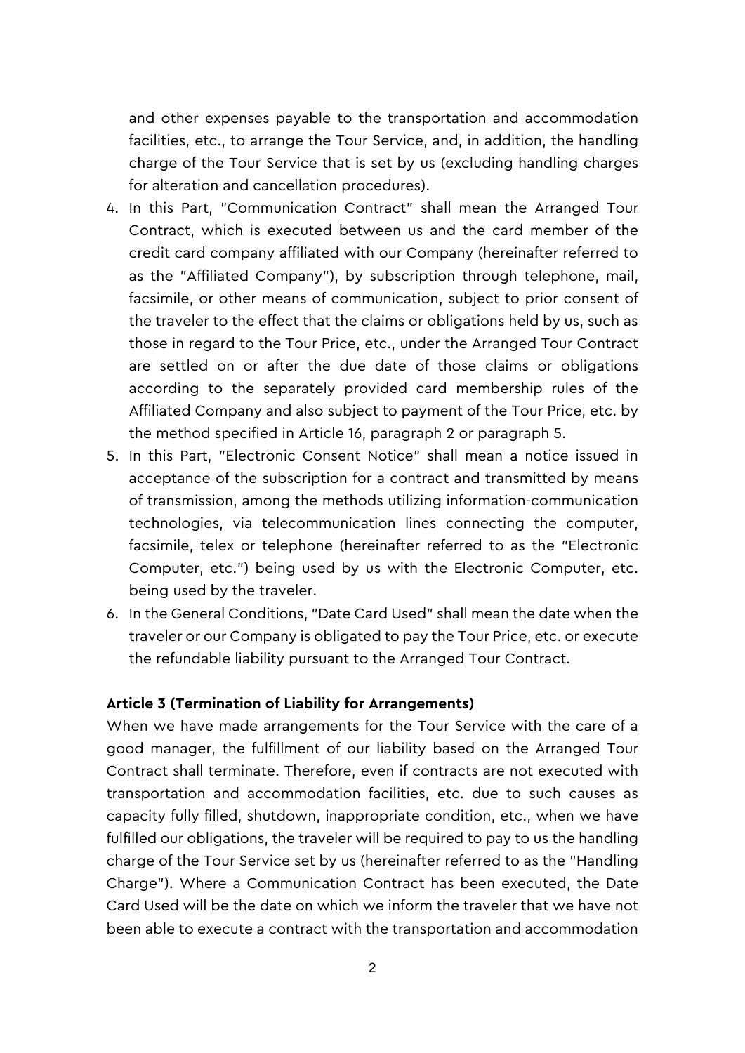and other expenses payable to the transportation and accommodation facilities, etc., to arrange the Tour Service, and, in addition, the handling charge of the Tour Service that is set by us (excluding handling charges for alteration and cancellation procedures).

4. In this Part, "Communication Contract" shall mean the Arranged Tour Contract, which is executed between us and the card member of the credit card company affiliated with our Company (hereinafter referred to as the "Affiliated Company"), by subscription through telephone, mail, facsimile, or other means of communication, subject to prior consent of the traveler to the effect that the claims or obligations held by us, such as those in regard to the Tour Price, etc., under the Arranged Tour Contract are settled on or after the due date of those claims or obligations according to the separately provided card membership rules of the Affiliated Company and also subject to payment of the Tour Price, etc. by the method specified in Article 16, paragraph 2 or paragraph 5.
5. In this Part, "Electronic Consent Notice" shall mean a notice issued in acceptance of the subscription for a contract and transmitted by means of transmission, among the methods utilizing information-communication technologies, via telecommunication lines connecting the computer, facsimile, telex or telephone (hereinafter referred to as the "Electronic Computer, etc.") being used by us with the Electronic Computer, etc. being used by the traveler.
6. In the General Conditions, "Date Card Used" shall mean the date when the traveler or our Company is obligated to pay the Tour Price, etc. or execute the refundable liability pursuant to the Arranged Tour Contract.

**Article 3 (Termination of Liability for Arrangements)**

When we have made arrangements for the Tour Service with the care of a good manager, the fulfillment of our liability based on the Arranged Tour Contract shall terminate. Therefore, even if contracts are not executed with transportation and accommodation facilities, etc. due to such causes as capacity fully filled, shutdown, inappropriate condition, etc., when we have fulfilled our obligations, the traveler will be required to pay to us the handling charge of the Tour Service set by us (hereinafter referred to as the "Handling Charge"). Where a Communication Contract has been executed, the Date Card Used will be the date on which we inform the traveler that we have not been able to execute a contract with the transportation and accommodation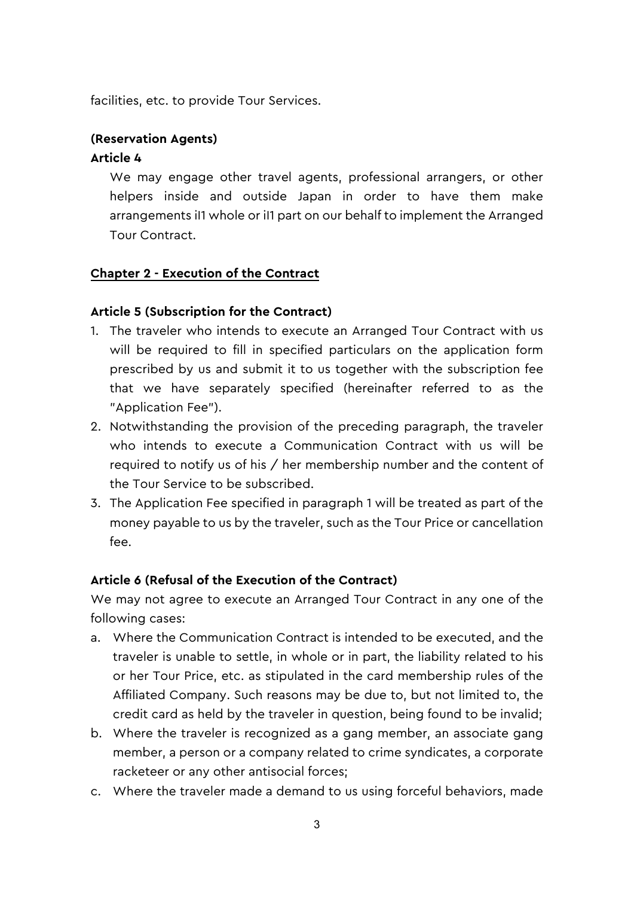facilities, etc. to provide Tour Services.

**(Reservation Agents)**

**Article 4**

We may engage other travel agents, professional arrangers, or other helpers inside and outside Japan in order to have them make arrangements iI1 whole or iI1 part on our behalf to implement the Arranged Tour Contract.

## Chapter 2 - Execution of the Contract

### Article 5 (Subscription for the Contract)

1. The traveler who intends to execute an Arranged Tour Contract with us will be required to fill in specified particulars on the application form prescribed by us and submit it to us together with the subscription fee that we have separately specified (hereinafter referred to as the "Application Fee").
2. Notwithstanding the provision of the preceding paragraph, the traveler who intends to execute a Communication Contract with us will be required to notify us of his / her membership number and the content of the Tour Service to be subscribed.
3. The Application Fee specified in paragraph 1 will be treated as part of the money payable to us by the traveler, such as the Tour Price or cancellation fee.

### Article 6 (Refusal of the Execution of the Contract)

We may not agree to execute an Arranged Tour Contract in any one of the following cases:

a. Where the Communication Contract is intended to be executed, and the traveler is unable to settle, in whole or in part, the liability related to his or her Tour Price, etc. as stipulated in the card membership rules of the Affiliated Company. Such reasons may be due to, but not limited to, the credit card as held by the traveler in question, being found to be invalid;
b. Where the traveler is recognized as a gang member, an associate gang member, a person or a company related to crime syndicates, a corporate racketeer or any other antisocial forces;
c. Where the traveler made a demand to us using forceful behaviors, made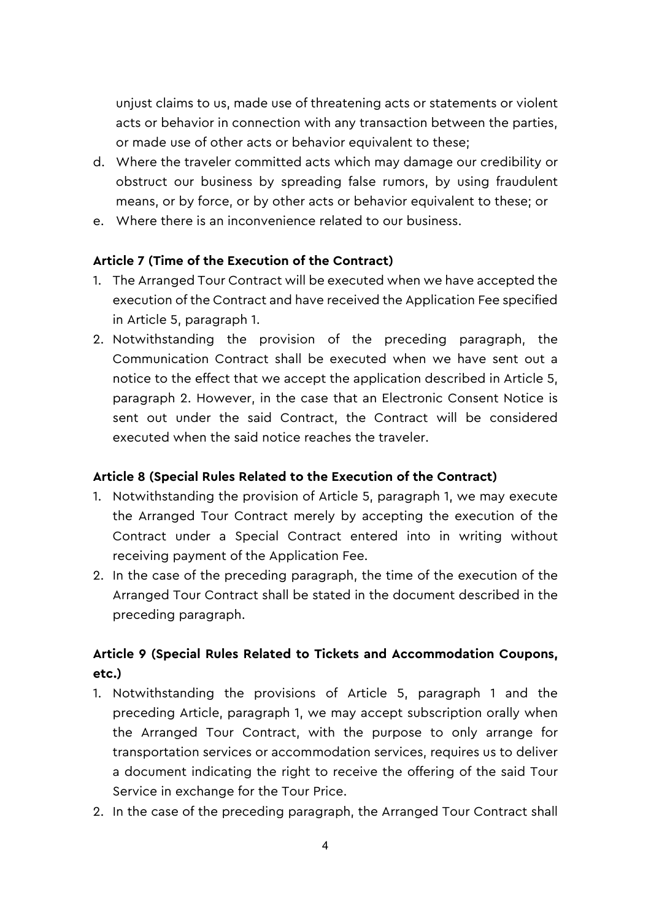unjust claims to us, made use of threatening acts or statements or violent acts or behavior in connection with any transaction between the parties, or made use of other acts or behavior equivalent to these;

d. Where the traveler committed acts which may damage our credibility or obstruct our business by spreading false rumors, by using fraudulent means, or by force, or by other acts or behavior equivalent to these; or
e. Where there is an inconvenience related to our business.

**Article 7 (Time of the Execution of the Contract)**

1. The Arranged Tour Contract will be executed when we have accepted the execution of the Contract and have received the Application Fee specified in Article 5, paragraph 1.
2. Notwithstanding the provision of the preceding paragraph, the Communication Contract shall be executed when we have sent out a notice to the effect that we accept the application described in Article 5, paragraph 2. However, in the case that an Electronic Consent Notice is sent out under the said Contract, the Contract will be considered executed when the said notice reaches the traveler.

**Article 8 (Special Rules Related to the Execution of the Contract)**

1. Notwithstanding the provision of Article 5, paragraph 1, we may execute the Arranged Tour Contract merely by accepting the execution of the Contract under a Special Contract entered into in writing without receiving payment of the Application Fee.
2. In the case of the preceding paragraph, the time of the execution of the Arranged Tour Contract shall be stated in the document described in the preceding paragraph.

**Article 9 (Special Rules Related to Tickets and Accommodation Coupons, etc.)**

1. Notwithstanding the provisions of Article 5, paragraph 1 and the preceding Article, paragraph 1, we may accept subscription orally when the Arranged Tour Contract, with the purpose to only arrange for transportation services or accommodation services, requires us to deliver a document indicating the right to receive the offering of the said Tour Service in exchange for the Tour Price.
2. In the case of the preceding paragraph, the Arranged Tour Contract shall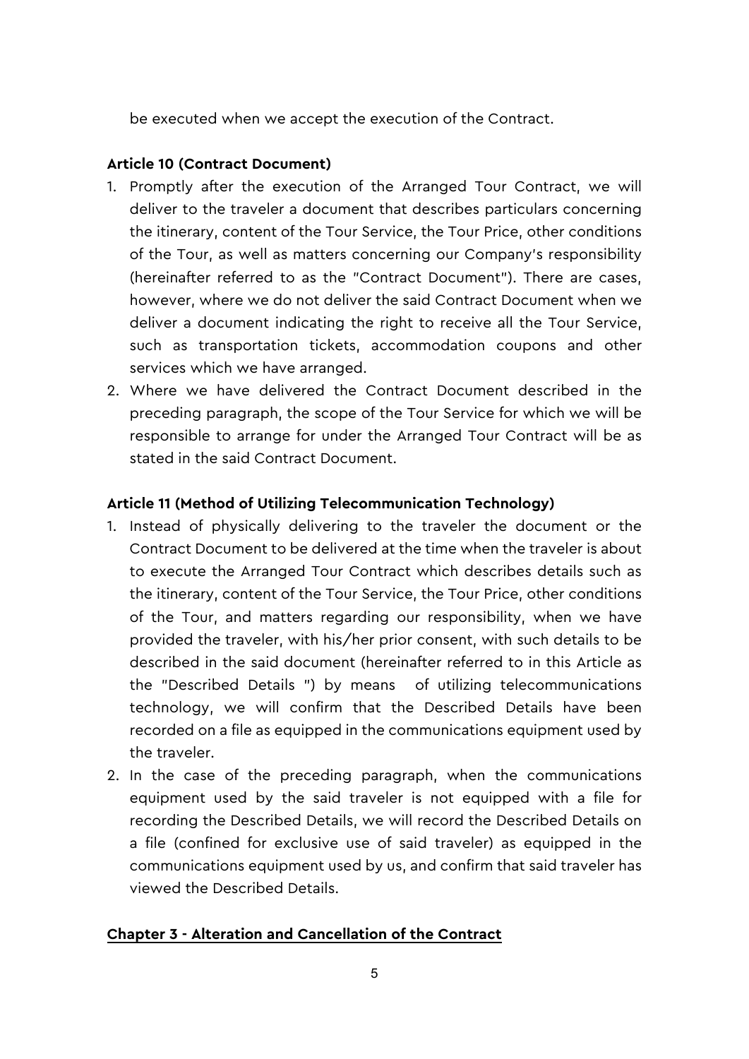be executed when we accept the execution of the Contract.

**Article 10 (Contract Document)**

1. Promptly after the execution of the Arranged Tour Contract, we will deliver to the traveler a document that describes particulars concerning the itinerary, content of the Tour Service, the Tour Price, other conditions of the Tour, as well as matters concerning our Company's responsibility (hereinafter referred to as the "Contract Document"). There are cases, however, where we do not deliver the said Contract Document when we deliver a document indicating the right to receive all the Tour Service, such as transportation tickets, accommodation coupons and other services which we have arranged.
2. Where we have delivered the Contract Document described in the preceding paragraph, the scope of the Tour Service for which we will be responsible to arrange for under the Arranged Tour Contract will be as stated in the said Contract Document.

**Article 11 (Method of Utilizing Telecommunication Technology)**

1. Instead of physically delivering to the traveler the document or the Contract Document to be delivered at the time when the traveler is about to execute the Arranged Tour Contract which describes details such as the itinerary, content of the Tour Service, the Tour Price, other conditions of the Tour, and matters regarding our responsibility, when we have provided the traveler, with his/her prior consent, with such details to be described in the said document (hereinafter referred to in this Article as the "Described Details ") by means of utilizing telecommunications technology, we will confirm that the Described Details have been recorded on a file as equipped in the communications equipment used by the traveler.
2. In the case of the preceding paragraph, when the communications equipment used by the said traveler is not equipped with a file for recording the Described Details, we will record the Described Details on a file (confined for exclusive use of said traveler) as equipped in the communications equipment used by us, and confirm that said traveler has viewed the Described Details.

## Chapter 3 - Alteration and Cancellation of the Contract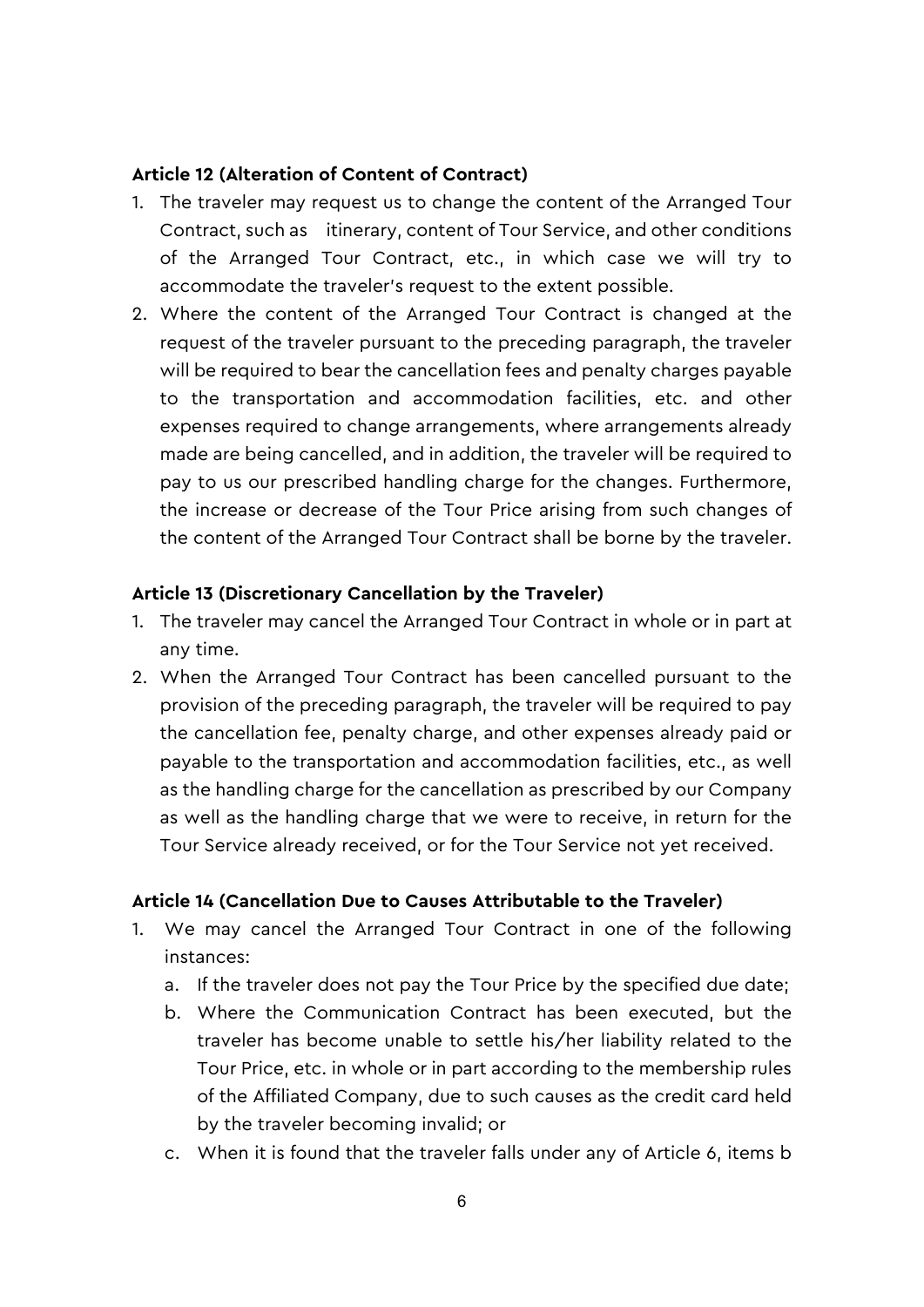**Article 12 (Alteration of Content of Contract)**

1. The traveler may request us to change the content of the Arranged Tour Contract, such as itinerary, content of Tour Service, and other conditions of the Arranged Tour Contract, etc., in which case we will try to accommodate the traveler's request to the extent possible.
2. Where the content of the Arranged Tour Contract is changed at the request of the traveler pursuant to the preceding paragraph, the traveler will be required to bear the cancellation fees and penalty charges payable to the transportation and accommodation facilities, etc. and other expenses required to change arrangements, where arrangements already made are being cancelled, and in addition, the traveler will be required to pay to us our prescribed handling charge for the changes. Furthermore, the increase or decrease of the Tour Price arising from such changes of the content of the Arranged Tour Contract shall be borne by the traveler.

**Article 13 (Discretionary Cancellation by the Traveler)**

1. The traveler may cancel the Arranged Tour Contract in whole or in part at any time.
2. When the Arranged Tour Contract has been cancelled pursuant to the provision of the preceding paragraph, the traveler will be required to pay the cancellation fee, penalty charge, and other expenses already paid or payable to the transportation and accommodation facilities, etc., as well as the handling charge for the cancellation as prescribed by our Company as well as the handling charge that we were to receive, in return for the Tour Service already received, or for the Tour Service not yet received.

**Article 14 (Cancellation Due to Causes Attributable to the Traveler)**

1. We may cancel the Arranged Tour Contract in one of the following instances:
   a. If the traveler does not pay the Tour Price by the specified due date;
   b. Where the Communication Contract has been executed, but the traveler has become unable to settle his/her liability related to the Tour Price, etc. in whole or in part according to the membership rules of the Affiliated Company, due to such causes as the credit card held by the traveler becoming invalid; or
   c. When it is found that the traveler falls under any of Article 6, items b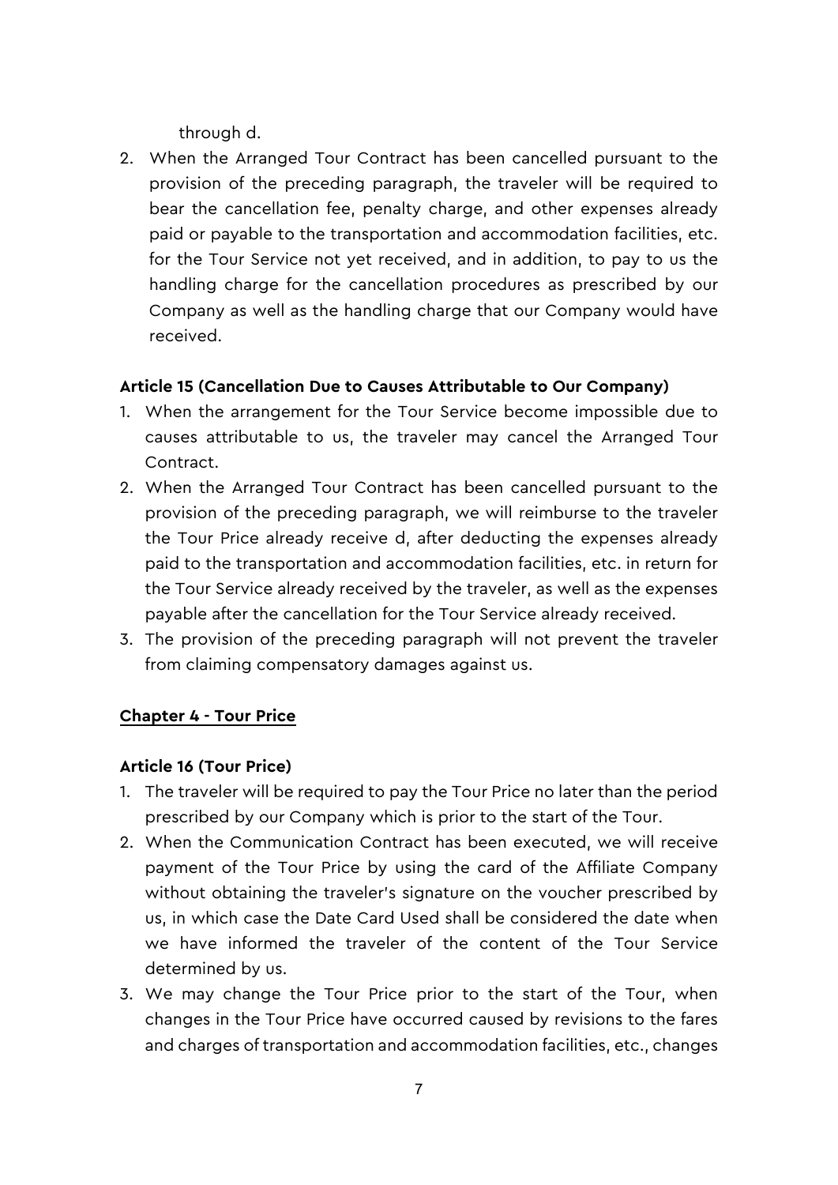through d.

2. When the Arranged Tour Contract has been cancelled pursuant to the provision of the preceding paragraph, the traveler will be required to bear the cancellation fee, penalty charge, and other expenses already paid or payable to the transportation and accommodation facilities, etc. for the Tour Service not yet received, and in addition, to pay to us the handling charge for the cancellation procedures as prescribed by our Company as well as the handling charge that our Company would have received.

**Article 15 (Cancellation Due to Causes Attributable to Our Company)**

1. When the arrangement for the Tour Service become impossible due to causes attributable to us, the traveler may cancel the Arranged Tour Contract.
2. When the Arranged Tour Contract has been cancelled pursuant to the provision of the preceding paragraph, we will reimburse to the traveler the Tour Price already receive d, after deducting the expenses already paid to the transportation and accommodation facilities, etc. in return for the Tour Service already received by the traveler, as well as the expenses payable after the cancellation for the Tour Service already received.
3. The provision of the preceding paragraph will not prevent the traveler from claiming compensatory damages against us.

## Chapter 4 - Tour Price

**Article 16 (Tour Price)**

1. The traveler will be required to pay the Tour Price no later than the period prescribed by our Company which is prior to the start of the Tour.
2. When the Communication Contract has been executed, we will receive payment of the Tour Price by using the card of the Affiliate Company without obtaining the traveler's signature on the voucher prescribed by us, in which case the Date Card Used shall be considered the date when we have informed the traveler of the content of the Tour Service determined by us.
3. We may change the Tour Price prior to the start of the Tour, when changes in the Tour Price have occurred caused by revisions to the fares and charges of transportation and accommodation facilities, etc., changes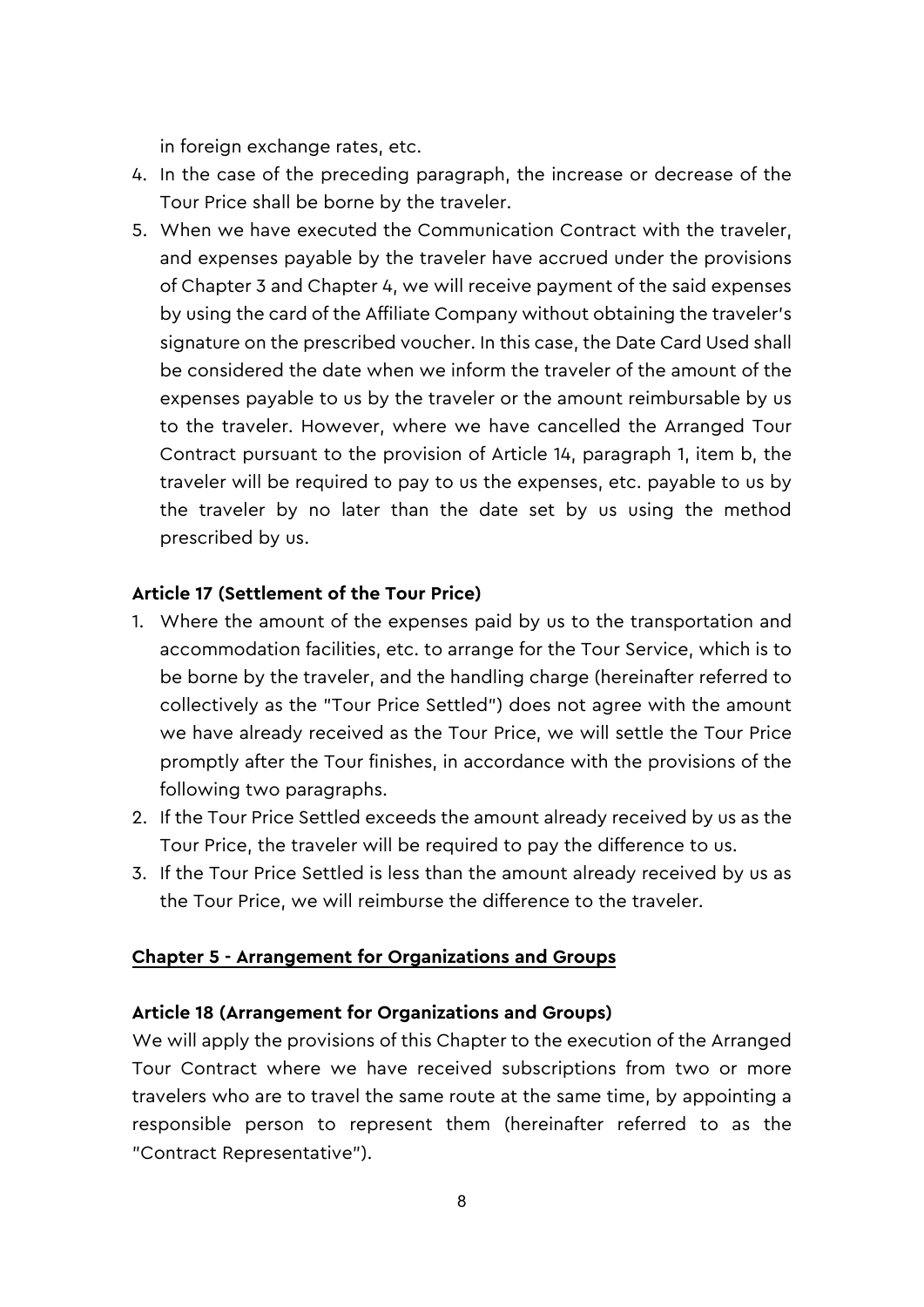in foreign exchange rates, etc.

4. In the case of the preceding paragraph, the increase or decrease of the Tour Price shall be borne by the traveler.
5. When we have executed the Communication Contract with the traveler, and expenses payable by the traveler have accrued under the provisions of Chapter 3 and Chapter 4, we will receive payment of the said expenses by using the card of the Affiliate Company without obtaining the traveler's signature on the prescribed voucher. In this case, the Date Card Used shall be considered the date when we inform the traveler of the amount of the expenses payable to us by the traveler or the amount reimbursable by us to the traveler. However, where we have cancelled the Arranged Tour Contract pursuant to the provision of Article 14, paragraph 1, item b, the traveler will be required to pay to us the expenses, etc. payable to us by the traveler by no later than the date set by us using the method prescribed by us.

**Article 17 (Settlement of the Tour Price)**

1. Where the amount of the expenses paid by us to the transportation and accommodation facilities, etc. to arrange for the Tour Service, which is to be borne by the traveler, and the handling charge (hereinafter referred to collectively as the "Tour Price Settled") does not agree with the amount we have already received as the Tour Price, we will settle the Tour Price promptly after the Tour finishes, in accordance with the provisions of the following two paragraphs.
2. If the Tour Price Settled exceeds the amount already received by us as the Tour Price, the traveler will be required to pay the difference to us.
3. If the Tour Price Settled is less than the amount already received by us as the Tour Price, we will reimburse the difference to the traveler.

## Chapter 5 - Arrangement for Organizations and Groups

**Article 18 (Arrangement for Organizations and Groups)**

We will apply the provisions of this Chapter to the execution of the Arranged Tour Contract where we have received subscriptions from two or more travelers who are to travel the same route at the same time, by appointing a responsible person to represent them (hereinafter referred to as the "Contract Representative").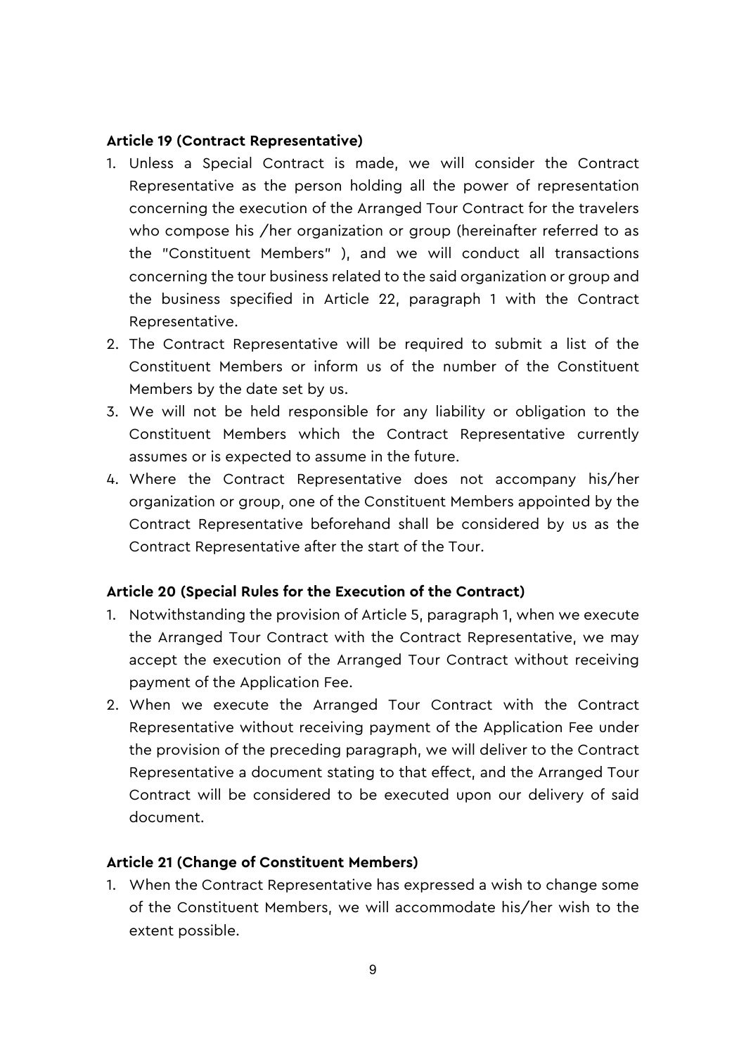**Article 19 (Contract Representative)**

1. Unless a Special Contract is made, we will consider the Contract Representative as the person holding all the power of representation concerning the execution of the Arranged Tour Contract for the travelers who compose his /her organization or group (hereinafter referred to as the "Constituent Members" ), and we will conduct all transactions concerning the tour business related to the said organization or group and the business specified in Article 22, paragraph 1 with the Contract Representative.
2. The Contract Representative will be required to submit a list of the Constituent Members or inform us of the number of the Constituent Members by the date set by us.
3. We will not be held responsible for any liability or obligation to the Constituent Members which the Contract Representative currently assumes or is expected to assume in the future.
4. Where the Contract Representative does not accompany his/her organization or group, one of the Constituent Members appointed by the Contract Representative beforehand shall be considered by us as the Contract Representative after the start of the Tour.

**Article 20 (Special Rules for the Execution of the Contract)**

1. Notwithstanding the provision of Article 5, paragraph 1, when we execute the Arranged Tour Contract with the Contract Representative, we may accept the execution of the Arranged Tour Contract without receiving payment of the Application Fee.
2. When we execute the Arranged Tour Contract with the Contract Representative without receiving payment of the Application Fee under the provision of the preceding paragraph, we will deliver to the Contract Representative a document stating to that effect, and the Arranged Tour Contract will be considered to be executed upon our delivery of said document.

**Article 21 (Change of Constituent Members)**

1. When the Contract Representative has expressed a wish to change some of the Constituent Members, we will accommodate his/her wish to the extent possible.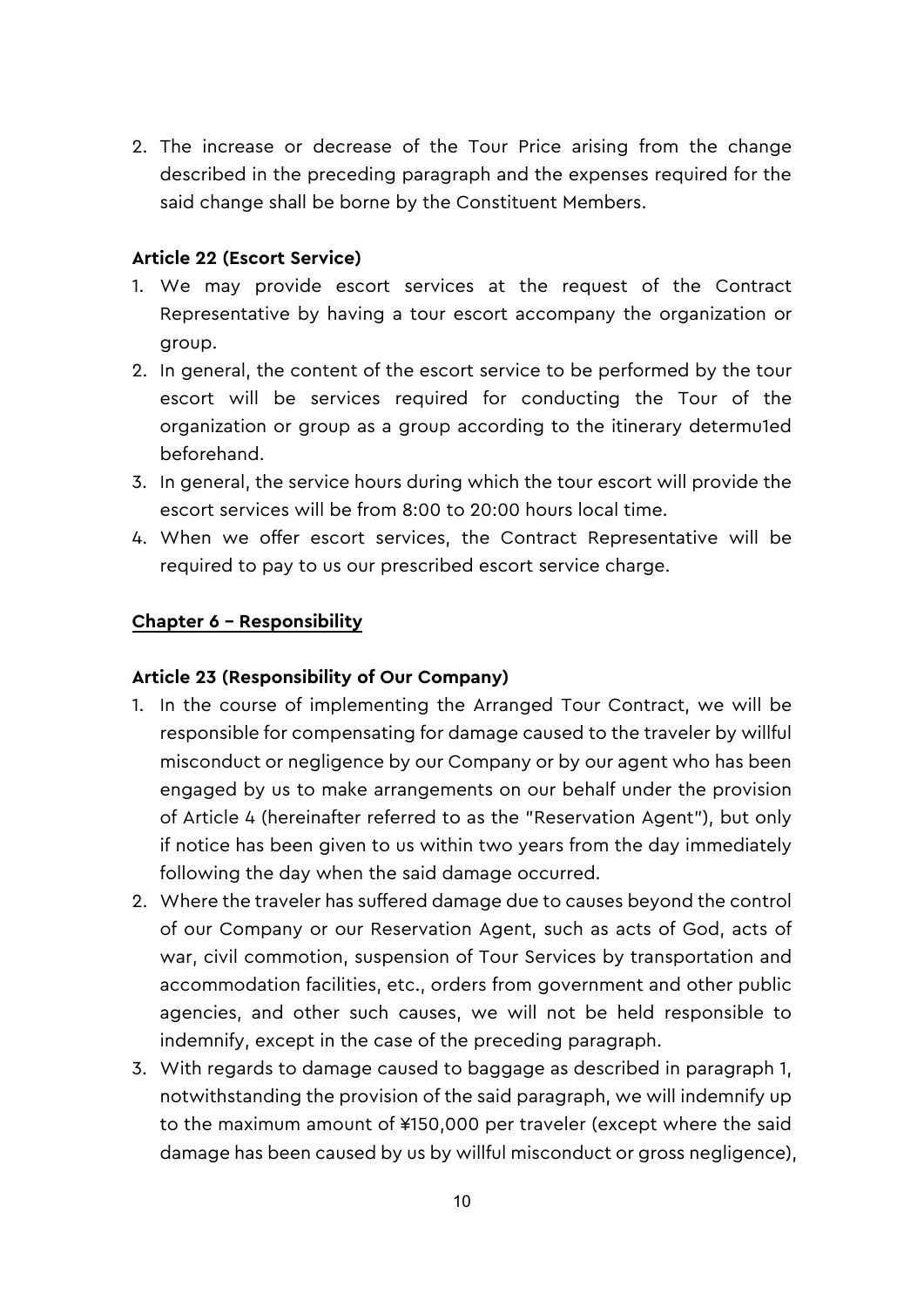2. The increase or decrease of the Tour Price arising from the change described in the preceding paragraph and the expenses required for the said change shall be borne by the Constituent Members.

**Article 22 (Escort Service)**

1. We may provide escort services at the request of the Contract Representative by having a tour escort accompany the organization or group.
2. In general, the content of the escort service to be performed by the tour escort will be services required for conducting the Tour of the organization or group as a group according to the itinerary determu1ed beforehand.
3. In general, the service hours during which the tour escort will provide the escort services will be from 8:00 to 20:00 hours local time.
4. When we offer escort services, the Contract Representative will be required to pay to us our prescribed escort service charge.

**Chapter 6 – Responsibility**

**Article 23 (Responsibility of Our Company)**

1. In the course of implementing the Arranged Tour Contract, we will be responsible for compensating for damage caused to the traveler by willful misconduct or negligence by our Company or by our agent who has been engaged by us to make arrangements on our behalf under the provision of Article 4 (hereinafter referred to as the "Reservation Agent"), but only if notice has been given to us within two years from the day immediately following the day when the said damage occurred.
2. Where the traveler has suffered damage due to causes beyond the control of our Company or our Reservation Agent, such as acts of God, acts of war, civil commotion, suspension of Tour Services by transportation and accommodation facilities, etc., orders from government and other public agencies, and other such causes, we will not be held responsible to indemnify, except in the case of the preceding paragraph.
3. With regards to damage caused to baggage as described in paragraph 1, notwithstanding the provision of the said paragraph, we will indemnify up to the maximum amount of ¥150,000 per traveler (except where the said damage has been caused by us by willful misconduct or gross negligence),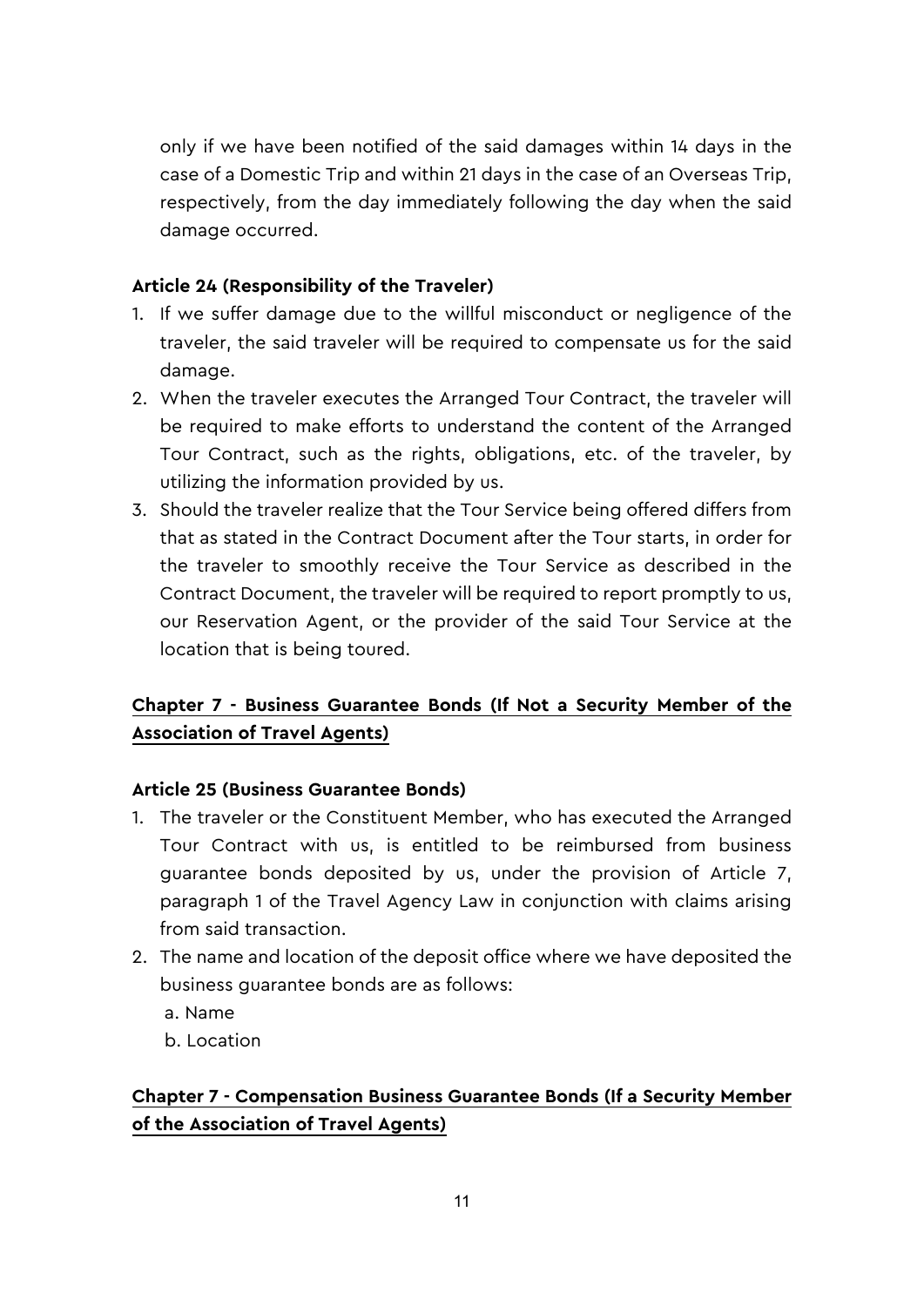only if we have been notified of the said damages within 14 days in the case of a Domestic Trip and within 21 days in the case of an Overseas Trip, respectively, from the day immediately following the day when the said damage occurred.

**Article 24 (Responsibility of the Traveler)**

1. If we suffer damage due to the willful misconduct or negligence of the traveler, the said traveler will be required to compensate us for the said damage.
2. When the traveler executes the Arranged Tour Contract, the traveler will be required to make efforts to understand the content of the Arranged Tour Contract, such as the rights, obligations, etc. of the traveler, by utilizing the information provided by us.
3. Should the traveler realize that the Tour Service being offered differs from that as stated in the Contract Document after the Tour starts, in order for the traveler to smoothly receive the Tour Service as described in the Contract Document, the traveler will be required to report promptly to us, our Reservation Agent, or the provider of the said Tour Service at the location that is being toured.

## Chapter 7 - Business Guarantee Bonds (If Not a Security Member of the Association of Travel Agents)

**Article 25 (Business Guarantee Bonds)**

1. The traveler or the Constituent Member, who has executed the Arranged Tour Contract with us, is entitled to be reimbursed from business guarantee bonds deposited by us, under the provision of Article 7, paragraph 1 of the Travel Agency Law in conjunction with claims arising from said transaction.
2. The name and location of the deposit office where we have deposited the business guarantee bonds are as follows:
   a. Name
   b. Location

## Chapter 7 - Compensation Business Guarantee Bonds (If a Security Member of the Association of Travel Agents)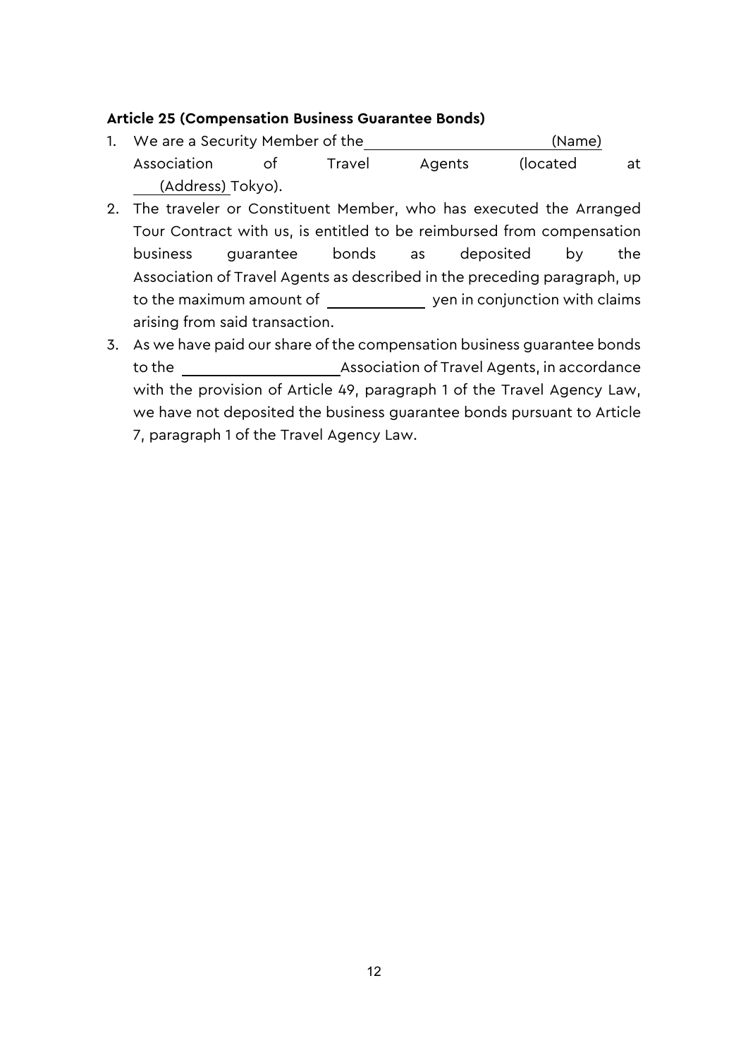**Article 25 (Compensation Business Guarantee Bonds)**

1. We are a Security Member of the ______________________ (Name) Association of Travel Agents (located at ____(Address) Tokyo).
2. The traveler or Constituent Member, who has executed the Arranged Tour Contract with us, is entitled to be reimbursed from compensation business guarantee bonds as deposited by the Association of Travel Agents as described in the preceding paragraph, up to the maximum amount of ____________ yen in conjunction with claims arising from said transaction.
3. As we have paid our share of the compensation business guarantee bonds to the ____________________ Association of Travel Agents, in accordance with the provision of Article 49, paragraph 1 of the Travel Agency Law, we have not deposited the business guarantee bonds pursuant to Article 7, paragraph 1 of the Travel Agency Law.